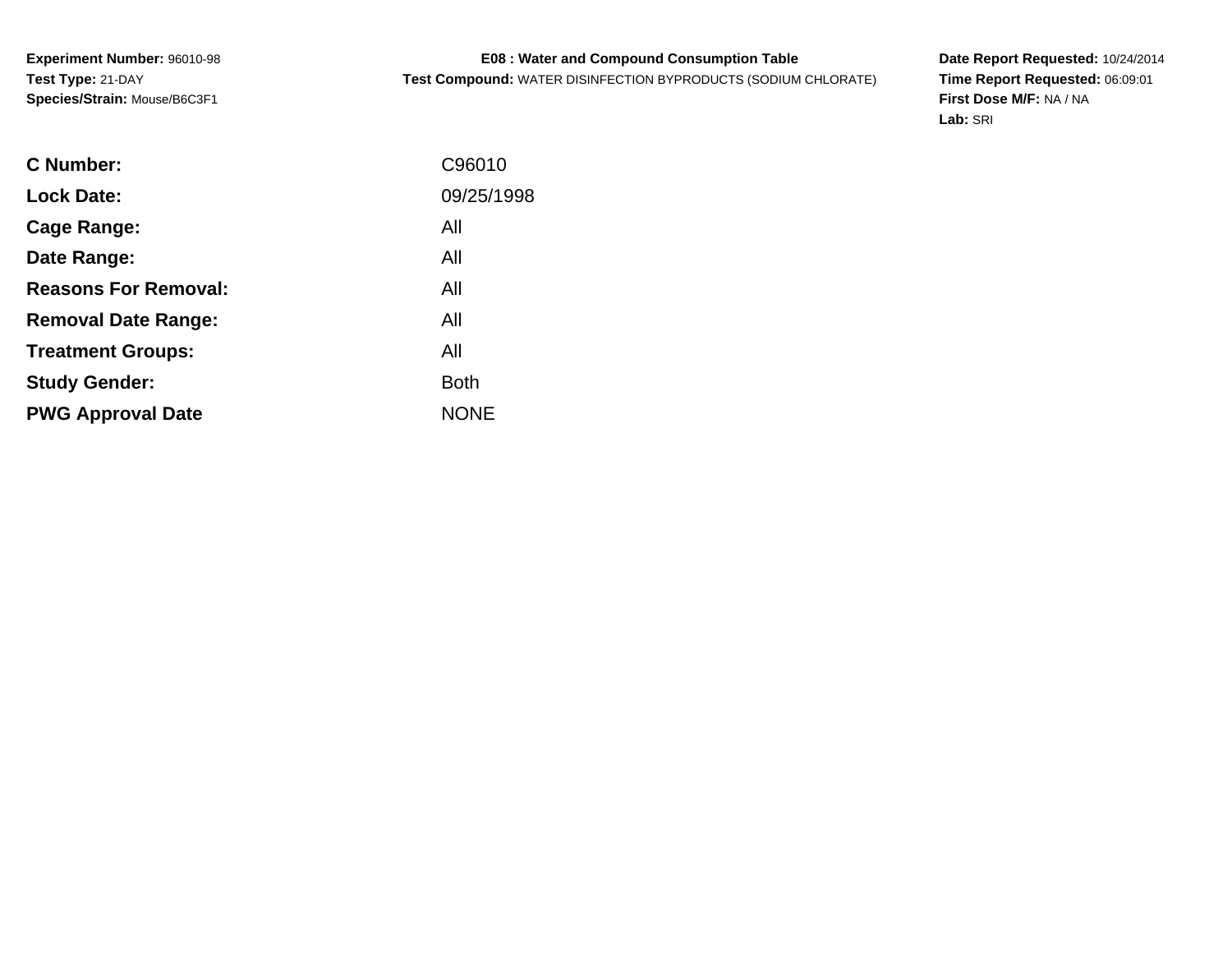**Experiment Number:** 96010-98
**Test Type:** 21-DAY
**Species/Strain:** Mouse/B6C3F1

**E08 : Water and Compound Consumption Table**
**Test Compound:** WATER DISINFECTION BYPRODUCTS (SODIUM CHLORATE)

**Date Report Requested:** 10/24/2014
**Time Report Requested:** 06:09:01
**First Dose M/F:** NA / NA
**Lab:** SRI

| | |
|---|---|
| **C Number:** | C96010 |
| **Lock Date:** | 09/25/1998 |
| **Cage Range:** | All |
| **Date Range:** | All |
| **Reasons For Removal:** | All |
| **Removal Date Range:** | All |
| **Treatment Groups:** | All |
| **Study Gender:** | Both |
| **PWG Approval Date** | NONE |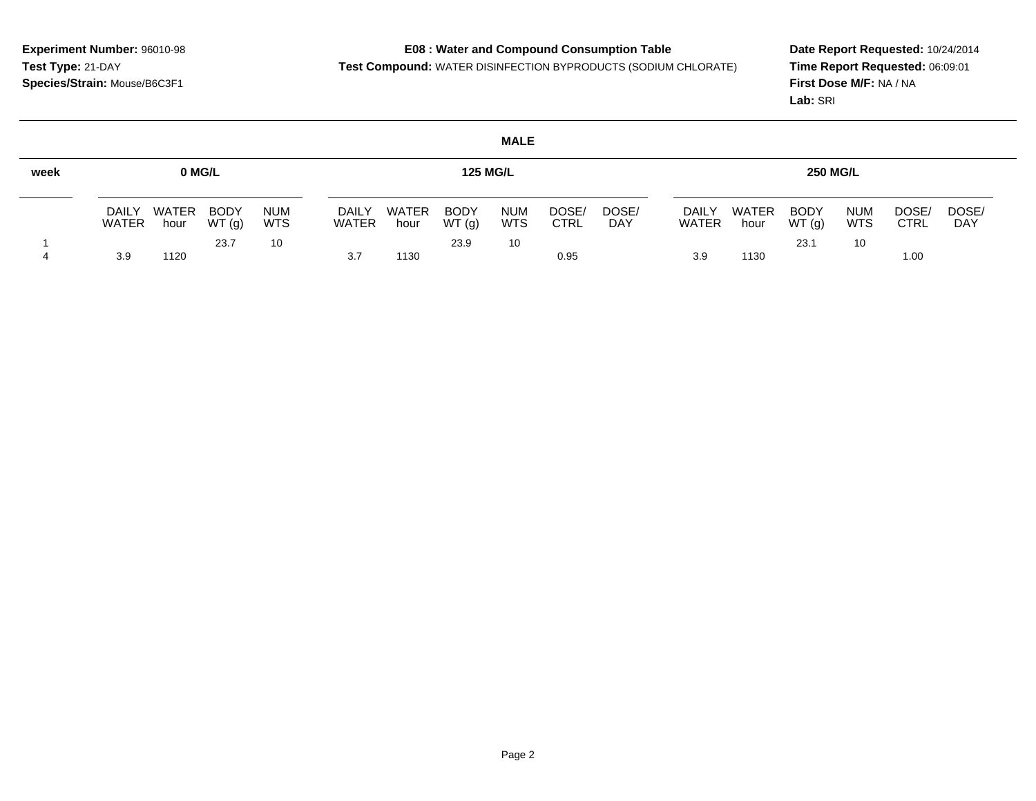**Experiment Number:** 96010-98
**Test Type:** 21-DAY
**Species/Strain:** Mouse/B6C3F1

**E08 : Water and Compound Consumption Table**
**Test Compound:** WATER DISINFECTION BYPRODUCTS (SODIUM CHLORATE)

**Date Report Requested:** 10/24/2014
**Time Report Requested:** 06:09:01
**First Dose M/F:** NA / NA
**Lab:** SRI

**MALE**

| week | 0 MG/L | | | | 125 MG/L | | | | | | 250 MG/L | | | | | |
|---|---|---|---|---|---|---|---|---|---|---|---|---|---|---|---|---|
| | DAILY WATER | WATER hour | BODY WT (g) | NUM WTS | DAILY WATER | WATER hour | BODY WT (g) | NUM WTS | DOSE/ CTRL | DOSE/ DAY | DAILY WATER | WATER hour | BODY WT (g) | NUM WTS | DOSE/ CTRL | DOSE/ DAY |
| 1 | | | 23.7 | 10 | | | 23.9 | 10 | | | | | 23.1 | 10 | | |
| 4 | 3.9 | 1120 | | | 3.7 | 1130 | | | 0.95 | | 3.9 | 1130 | | | 1.00 | |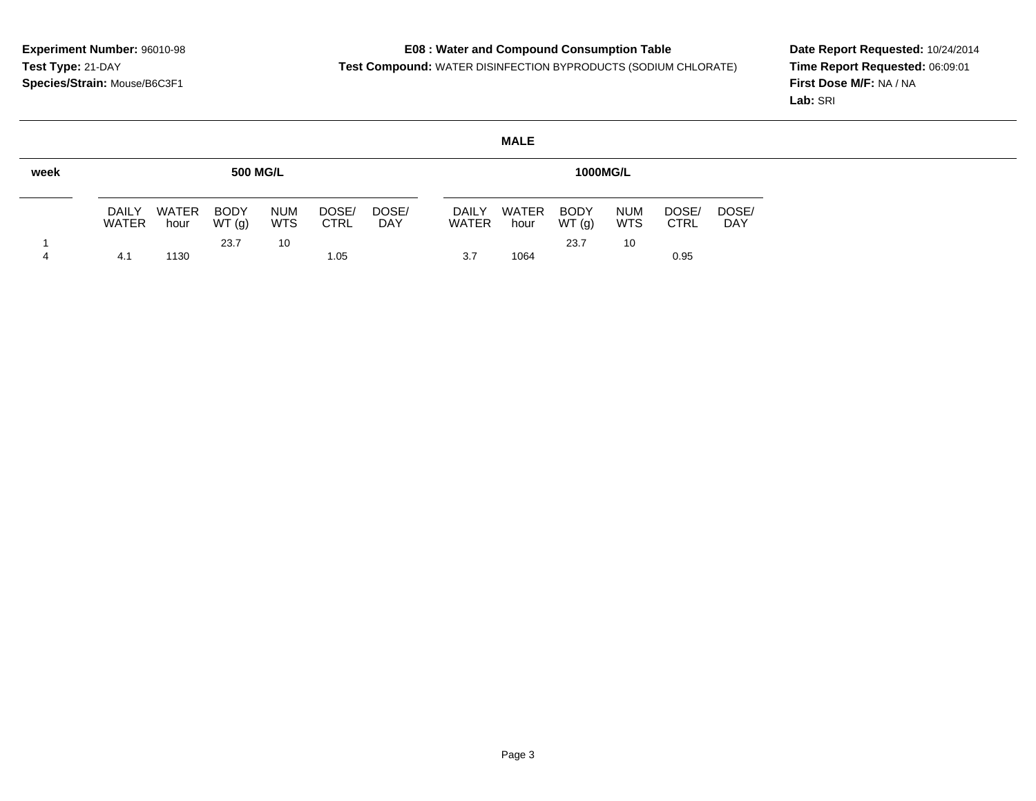**Experiment Number:** 96010-98
**Test Type:** 21-DAY
**Species/Strain:** Mouse/B6C3F1

**E08 : Water and Compound Consumption Table**
**Test Compound:** WATER DISINFECTION BYPRODUCTS (SODIUM CHLORATE)

**Date Report Requested:** 10/24/2014
**Time Report Requested:** 06:09:01
**First Dose M/F:** NA / NA
**Lab:** SRI

**MALE**

| week | 500 MG/L | | | | | | 1000MG/L | | | | | |
|---|---|---|---|---|---|---|---|---|---|---|---|---|
| | DAILY WATER | WATER hour | BODY WT (g) | NUM WTS | DOSE/ CTRL | DOSE/ DAY | DAILY WATER | WATER hour | BODY WT (g) | NUM WTS | DOSE/ CTRL | DOSE/ DAY |
| 1 | | | 23.7 | 10 | | | | | 23.7 | 10 | | |
| 4 | 4.1 | 1130 | | | 1.05 | | 3.7 | 1064 | | | 0.95 | |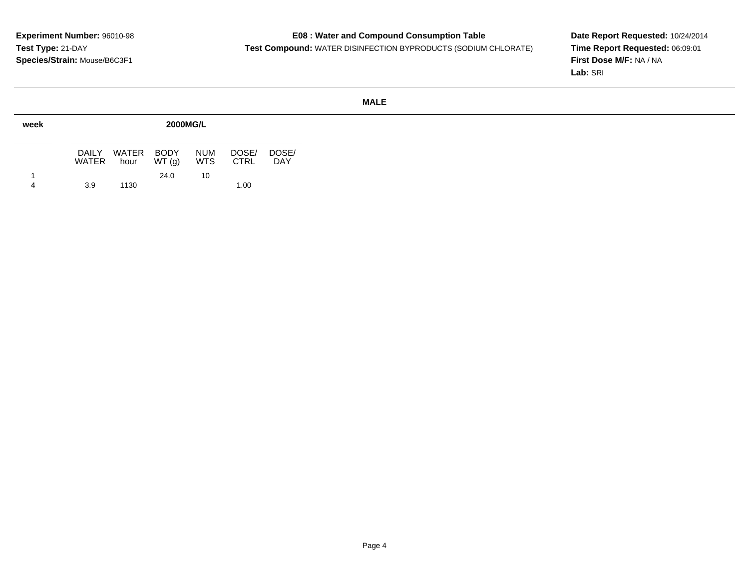**Experiment Number:** 96010-98
**Test Type:** 21-DAY
**Species/Strain:** Mouse/B6C3F1

**E08 : Water and Compound Consumption Table**
**Test Compound:** WATER DISINFECTION BYPRODUCTS (SODIUM CHLORATE)

**Date Report Requested:** 10/24/2014
**Time Report Requested:** 06:09:01
**First Dose M/F:** NA / NA
**Lab:** SRI

**MALE**

| week | 2000MG/L | | | | | |
|---|---|---|---|---|---|---|
| | DAILY WATER | WATER hour | BODY WT (g) | NUM WTS | DOSE/ CTRL | DOSE/ DAY |
| 1 | | | 24.0 | 10 | | |
| 4 | 3.9 | 1130 | | | 1.00 | |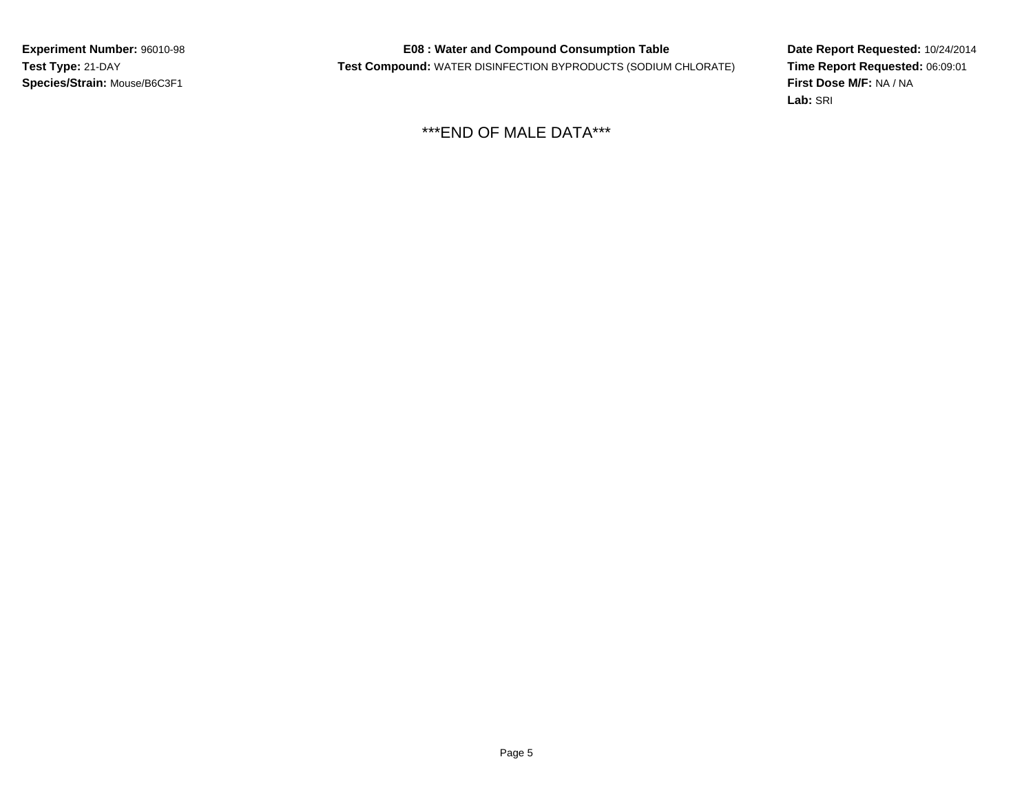**Experiment Number:** 96010-98
**Test Type:** 21-DAY
**Species/Strain:** Mouse/B6C3F1

**E08 : Water and Compound Consumption Table**
**Test Compound:** WATER DISINFECTION BYPRODUCTS (SODIUM CHLORATE)

**Date Report Requested:** 10/24/2014
**Time Report Requested:** 06:09:01
**First Dose M/F:** NA / NA
**Lab:** SRI

***END OF MALE DATA***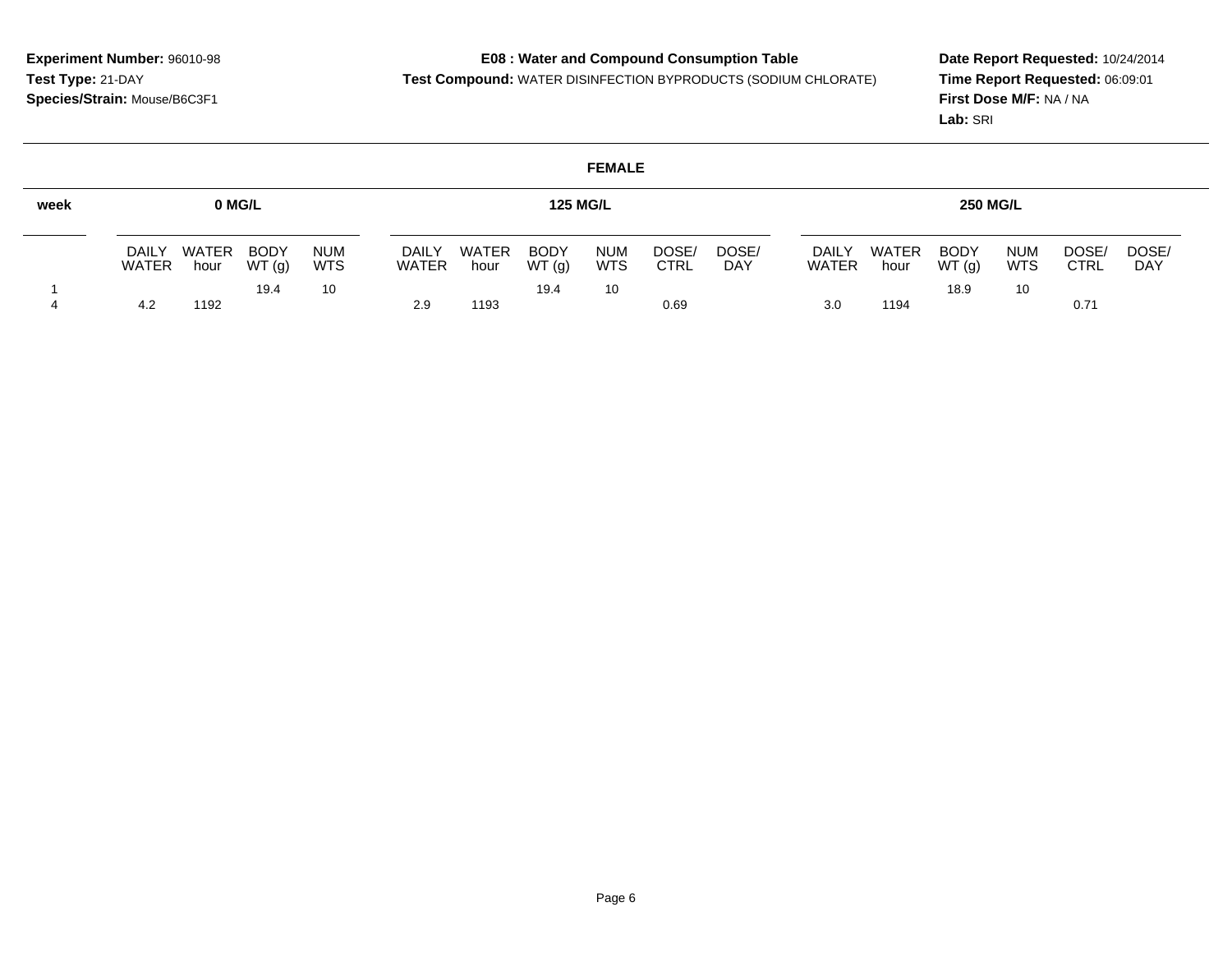**Experiment Number:** 96010-98
**Test Type:** 21-DAY
**Species/Strain:** Mouse/B6C3F1

**E08 : Water and Compound Consumption Table**
**Test Compound:** WATER DISINFECTION BYPRODUCTS (SODIUM CHLORATE)

**Date Report Requested:** 10/24/2014
**Time Report Requested:** 06:09:01
**First Dose M/F:** NA / NA
**Lab:** SRI

**FEMALE**

| week | 0 MG/L | | | | 125 MG/L | | | | | | 250 MG/L | | | | | |
|---|---|---|---|---|---|---|---|---|---|---|---|---|---|---|---|---|
| | DAILY WATER | WATER hour | BODY WT (g) | NUM WTS | DAILY WATER | WATER hour | BODY WT (g) | NUM WTS | DOSE/ CTRL | DOSE/ DAY | DAILY WATER | WATER hour | BODY WT (g) | NUM WTS | DOSE/ CTRL | DOSE/ DAY |
| 1 | | | 19.4 | 10 | | | 19.4 | 10 | | | | | 18.9 | 10 | | |
| 4 | 4.2 | 1192 | | | 2.9 | 1193 | | | 0.69 | | 3.0 | 1194 | | | 0.71 | |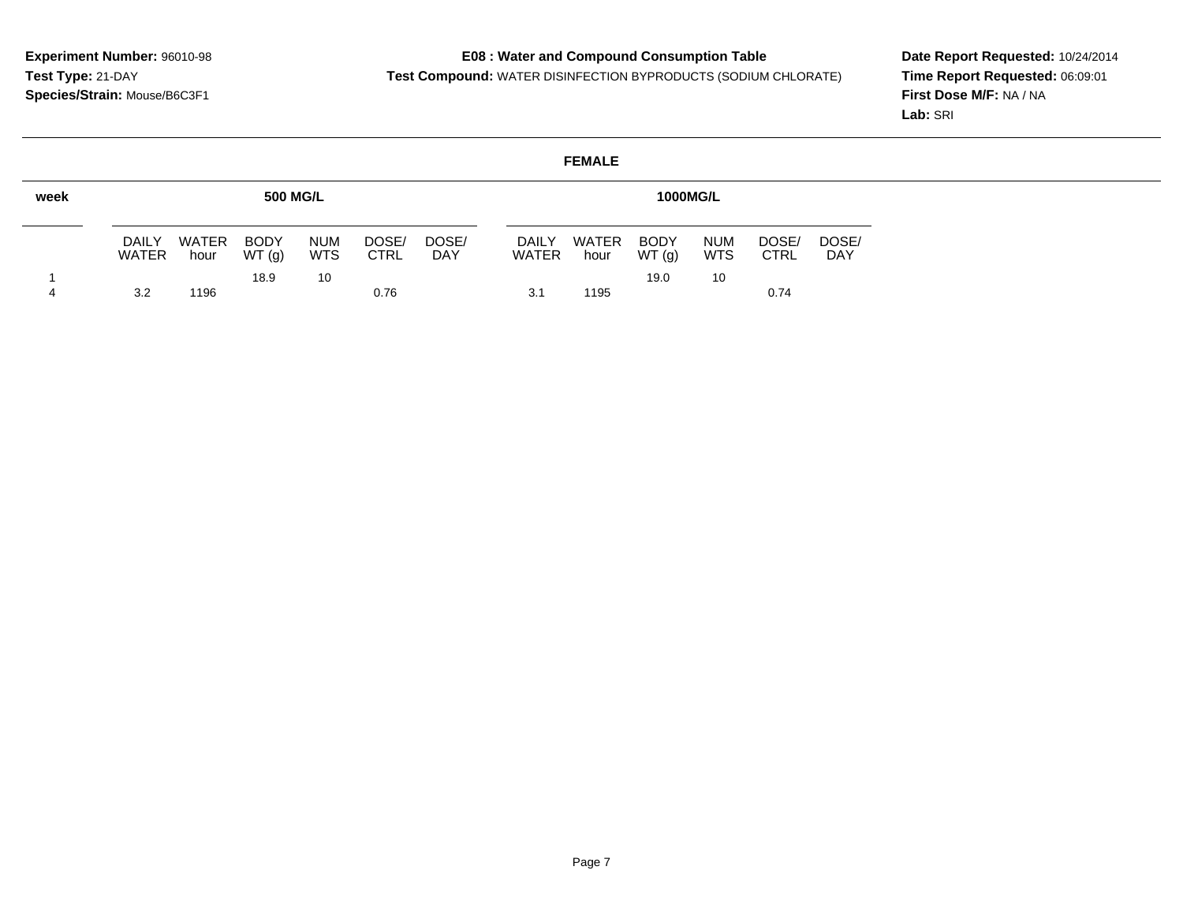**Experiment Number:** 96010-98
**Test Type:** 21-DAY
**Species/Strain:** Mouse/B6C3F1

**E08 : Water and Compound Consumption Table**
**Test Compound:** WATER DISINFECTION BYPRODUCTS (SODIUM CHLORATE)

**Date Report Requested:** 10/24/2014
**Time Report Requested:** 06:09:01
**First Dose M/F:** NA / NA
**Lab:** SRI

**FEMALE**

| week | 500 MG/L | | | | | | 1000MG/L | | | | | |
|---|---|---|---|---|---|---|---|---|---|---|---|---|
| | DAILY WATER | WATER hour | BODY WT (g) | NUM WTS | DOSE/ CTRL | DOSE/ DAY | DAILY WATER | WATER hour | BODY WT (g) | NUM WTS | DOSE/ CTRL | DOSE/ DAY |
| 1 | | | 18.9 | 10 | | | | | 19.0 | 10 | | |
| 4 | 3.2 | 1196 | | | 0.76 | | 3.1 | 1195 | | | 0.74 | |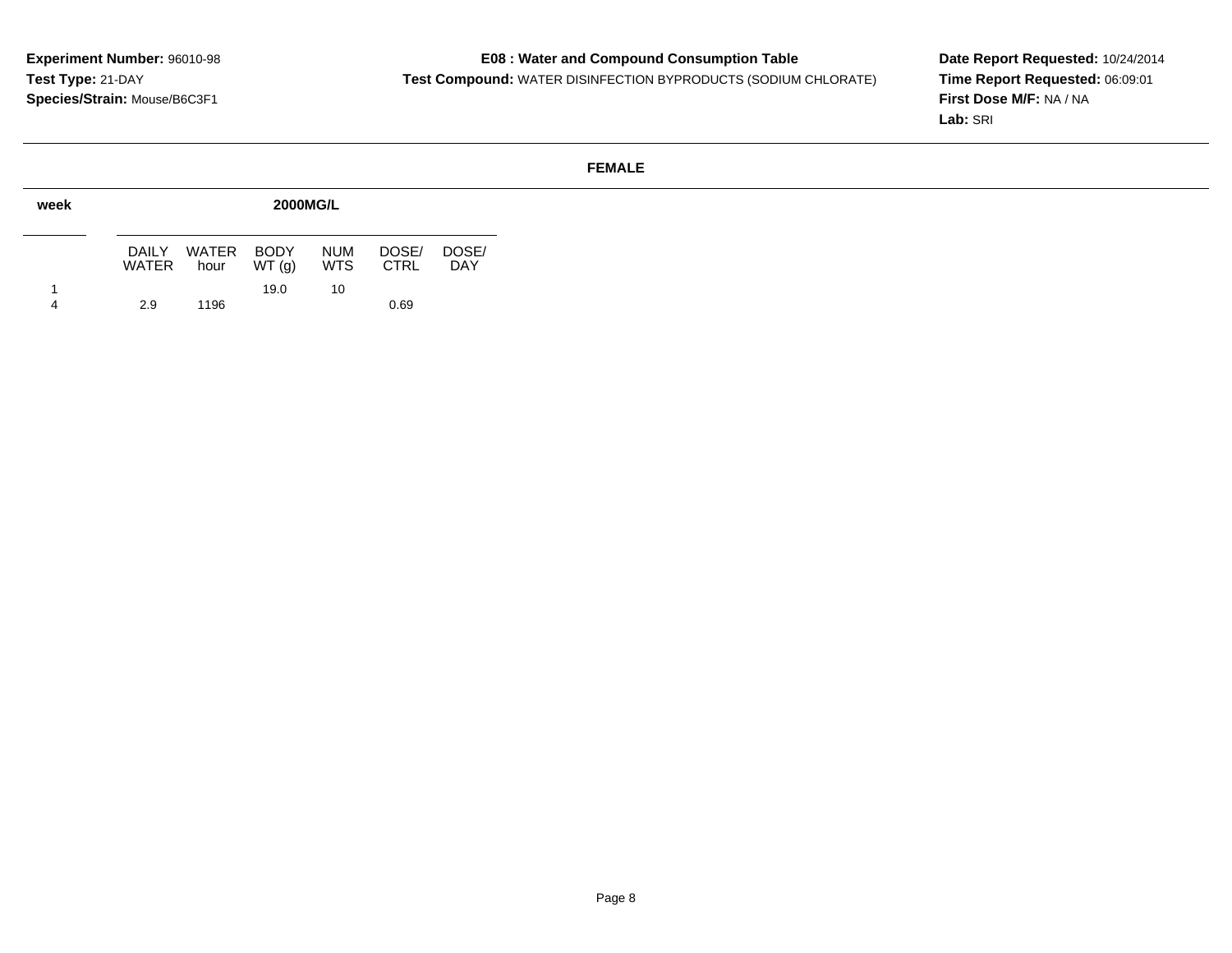**Experiment Number:** 96010-98
**Test Type:** 21-DAY
**Species/Strain:** Mouse/B6C3F1

**E08 : Water and Compound Consumption Table**
**Test Compound:** WATER DISINFECTION BYPRODUCTS (SODIUM CHLORATE)

**Date Report Requested:** 10/24/2014
**Time Report Requested:** 06:09:01
**First Dose M/F:** NA / NA
**Lab:** SRI

**FEMALE**

| week | 2000MG/L | | | | | |
|---|---|---|---|---|---|---|
| | DAILY WATER | WATER hour | BODY WT (g) | NUM WTS | DOSE/ CTRL | DOSE/ DAY |
| 1 | | | 19.0 | 10 | | |
| 4 | 2.9 | 1196 | | | 0.69 | |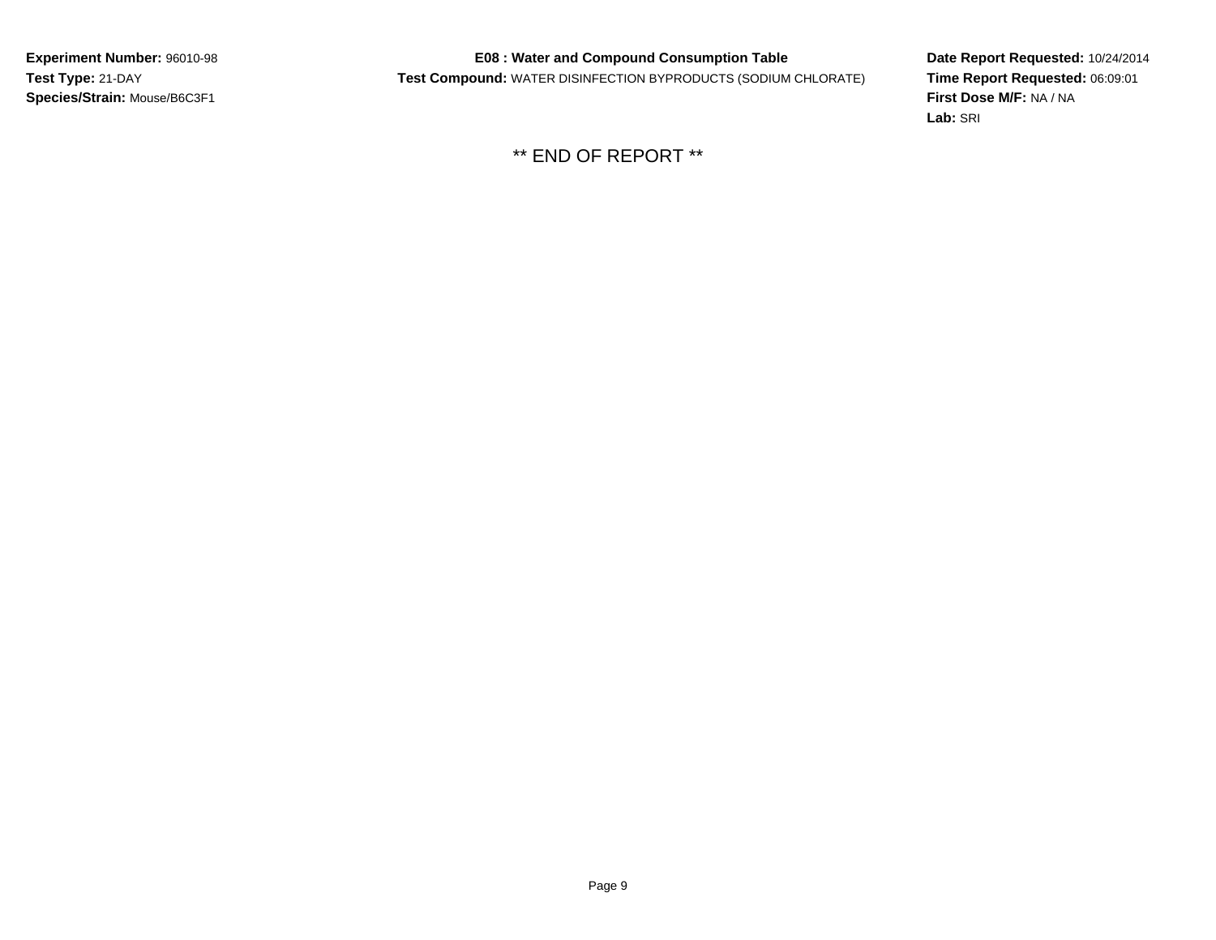**Experiment Number:** 96010-98
**Test Type:** 21-DAY
**Species/Strain:** Mouse/B6C3F1

**E08 : Water and Compound Consumption Table**
**Test Compound:** WATER DISINFECTION BYPRODUCTS (SODIUM CHLORATE)

**Date Report Requested:** 10/24/2014
**Time Report Requested:** 06:09:01
**First Dose M/F:** NA / NA
**Lab:** SRI

** END OF REPORT **